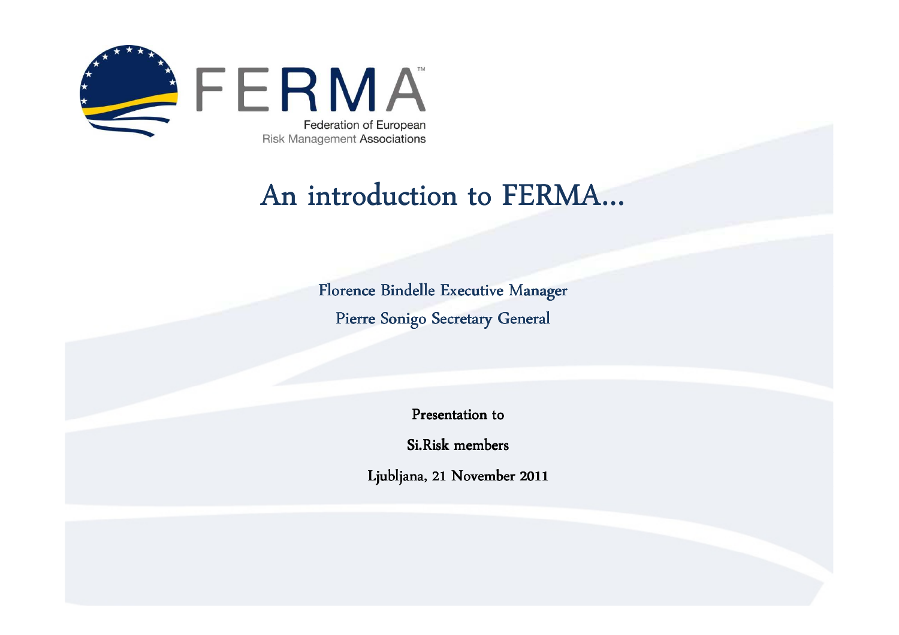FERMA

Federation of European Risk Management Associations

# An introduction to FERMA…

Florence Bindelle Executive Manager

Pierre Sonigo Secretary General

Presentation to

Si.Risk members

Ljubljana, 21 November 2011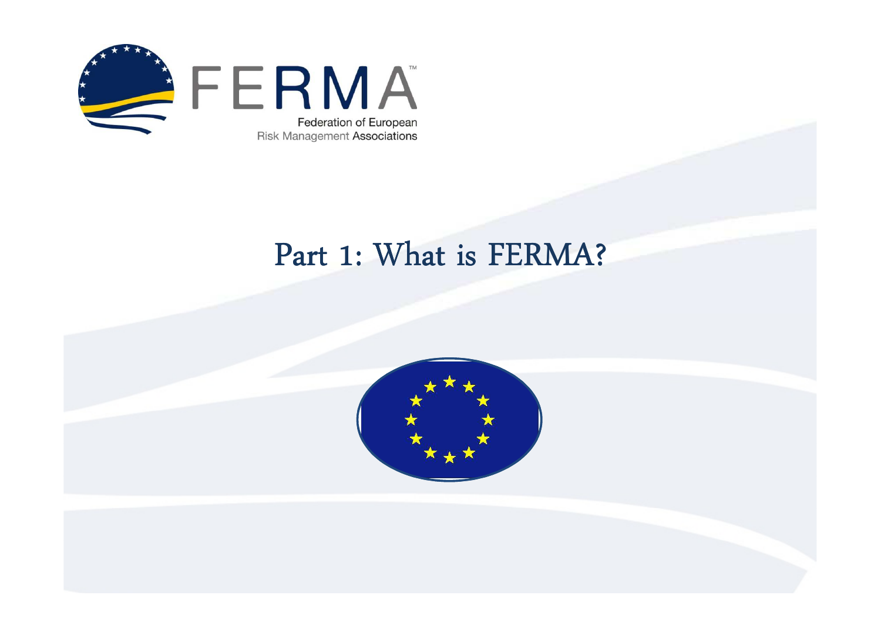FERMA™

Federation of European Risk Management Associations

# Part 1: What is FERMA?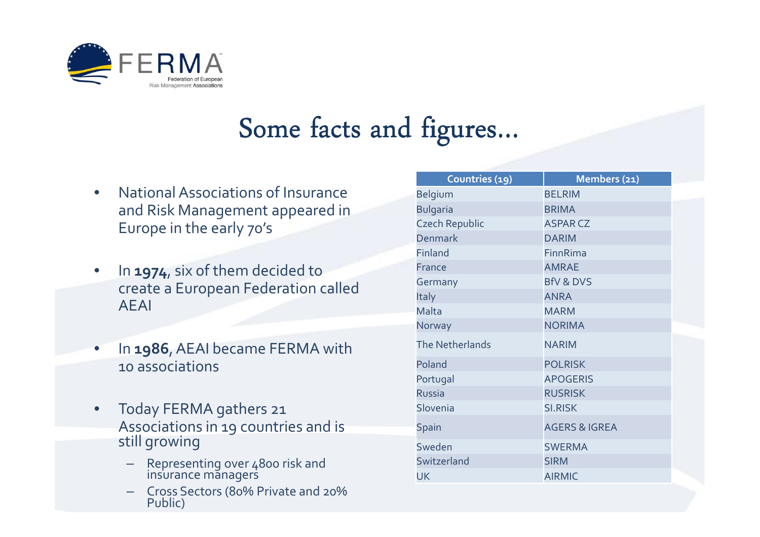# Some facts and figures…

- National Associations of Insurance and Risk Management appeared in Europe in the early 70's
- In **1974**, six of them decided to create a European Federation called AEAI
- In **1986**, AEAI became FERMA with 10 associations
- Today FERMA gathers 21 Associations in 19 countries and is still growing
  - Representing over 4800 risk and insurance managers
  - Cross Sectors (80% Private and 20% Public)

| Countries (19) | Members (21) |
|---|---|
| Belgium | BELRIM |
| Bulgaria | BRIMA |
| Czech Republic | ASPAR CZ |
| Denmark | DARIM |
| Finland | FinnRima |
| France | AMRAE |
| Germany | BfV & DVS |
| Italy | ANRA |
| Malta | MARM |
| Norway | NORIMA |
| The Netherlands | NARIM |
| Poland | POLRISK |
| Portugal | APOGERIS |
| Russia | RUSRISK |
| Slovenia | SI.RISK |
| Spain | AGERS & IGREA |
| Sweden | SWERMA |
| Switzerland | SIRM |
| UK | AIRMIC |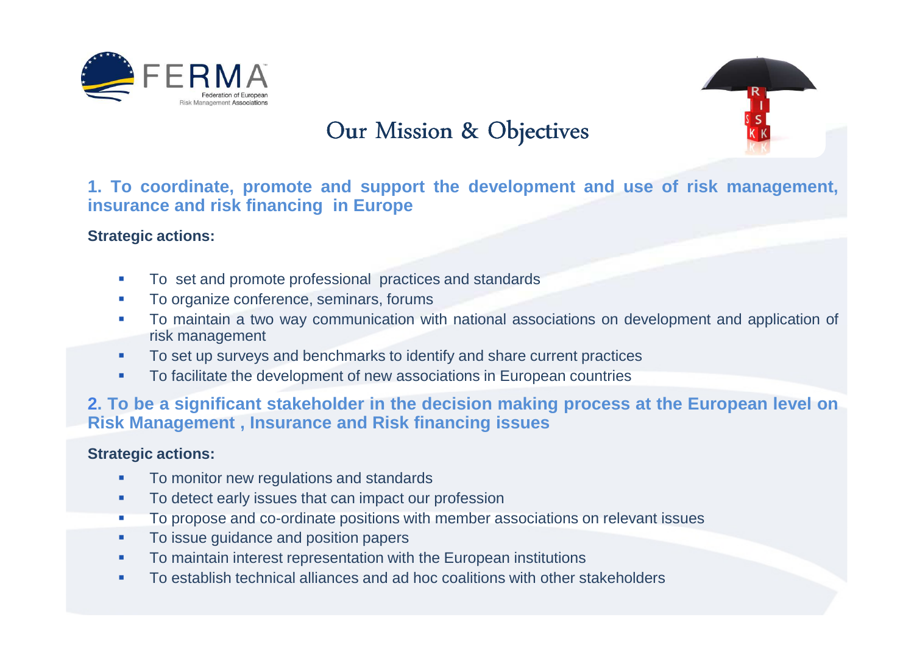FERMA
Federation of European Risk Management Associations

# Our Mission & Objectives

## 1. To coordinate, promote and support the development and use of risk management, insurance and risk financing in Europe

**Strategic actions:**

- To set and promote professional practices and standards
- To organize conference, seminars, forums
- To maintain a two way communication with national associations on development and application of risk management
- To set up surveys and benchmarks to identify and share current practices
- To facilitate the development of new associations in European countries

## 2. To be a significant stakeholder in the decision making process at the European level on Risk Management , Insurance and Risk financing issues

**Strategic actions:**

- To monitor new regulations and standards
- To detect early issues that can impact our profession
- To propose and co-ordinate positions with member associations on relevant issues
- To issue guidance and position papers
- To maintain interest representation with the European institutions
- To establish technical alliances and ad hoc coalitions with other stakeholders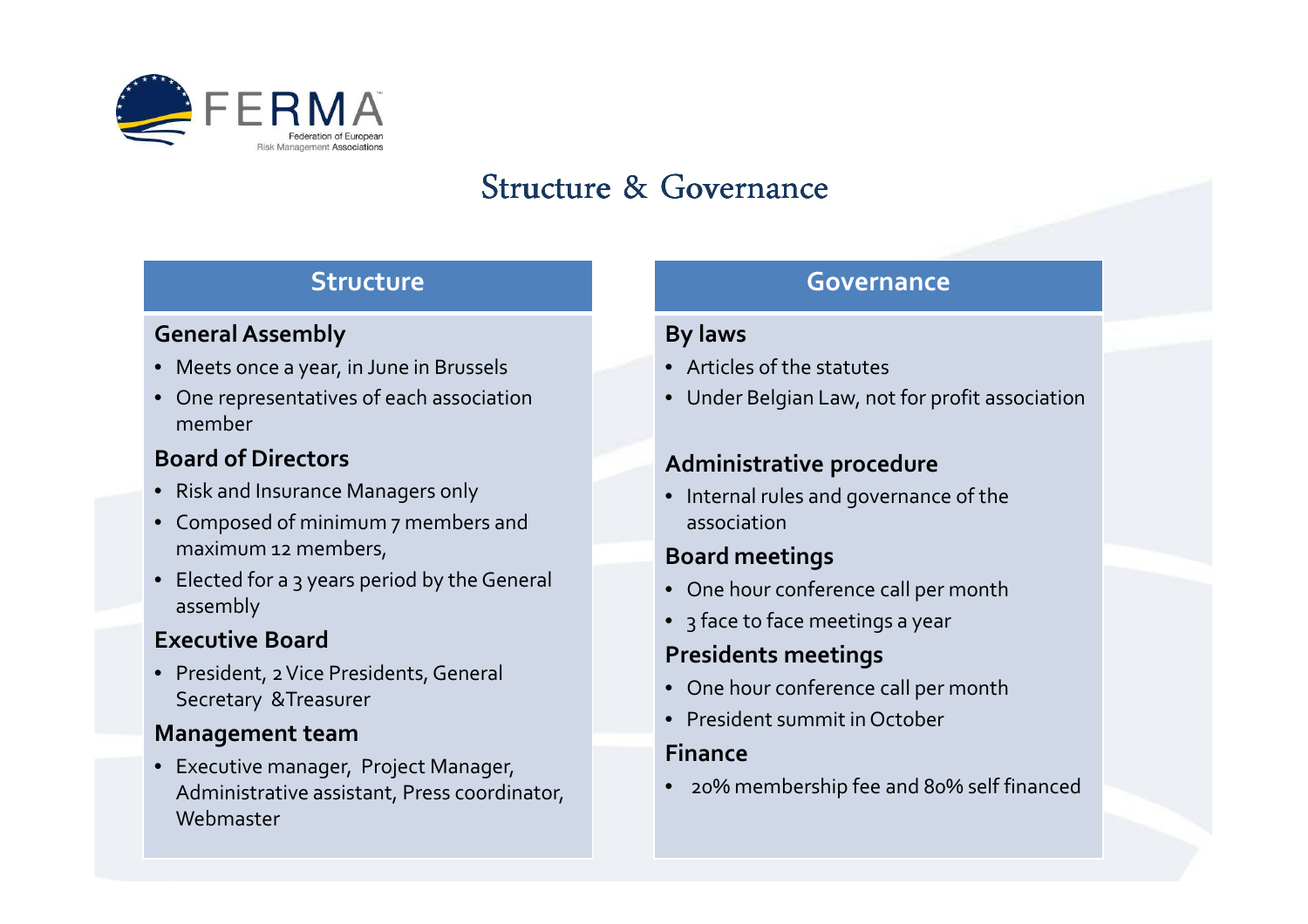# Structure & Governance

## Structure

### General Assembly

- Meets once a year, in June in Brussels
- One representatives of each association member

### Board of Directors

- Risk and Insurance Managers only
- Composed of minimum 7 members and maximum 12 members,
- Elected for a 3 years period by the General assembly

### Executive Board

- President, 2 Vice Presidents, General Secretary &Treasurer

### Management team

- Executive manager, Project Manager, Administrative assistant, Press coordinator, Webmaster

## Governance

### By laws

- Articles of the statutes
- Under Belgian Law, not for profit association

### Administrative procedure

- Internal rules and governance of the association

### Board meetings

- One hour conference call per month
- 3 face to face meetings a year

### Presidents meetings

- One hour conference call per month
- President summit in October

### Finance

- 20% membership fee and 80% self financed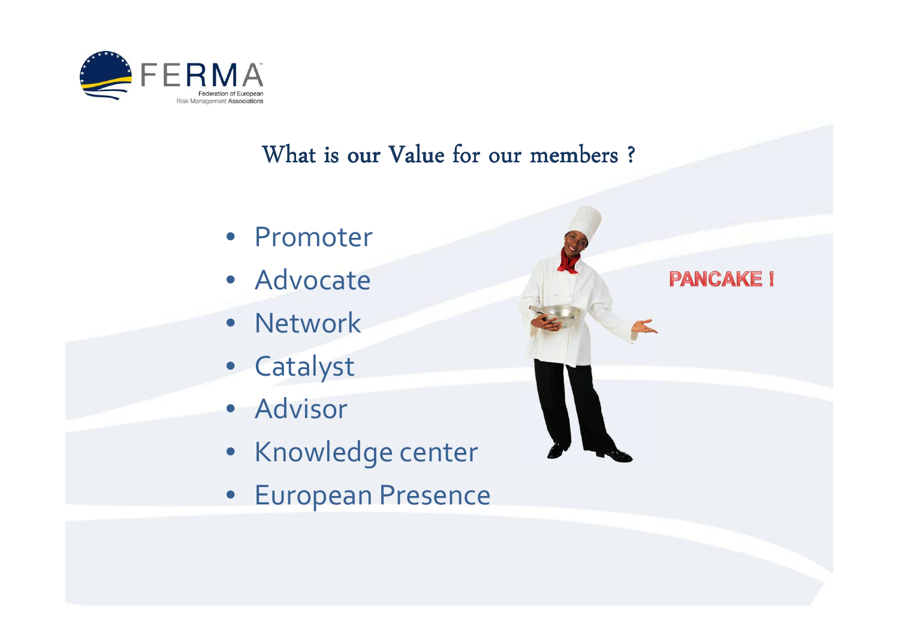## What is our Value for our members ?

- Promoter
- Advocate
- Network
- Catalyst
- Advisor
- Knowledge center
- European Presence

PANCAKE !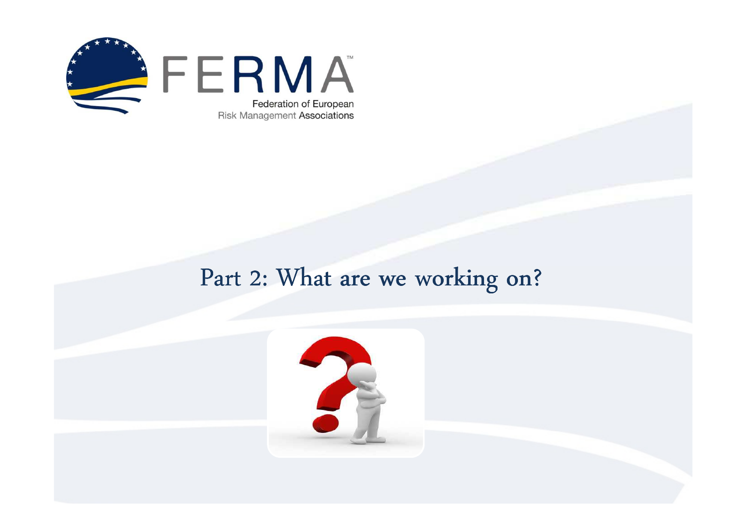FERMA™

Federation of European Risk Management Associations

# Part 2: What are we working on?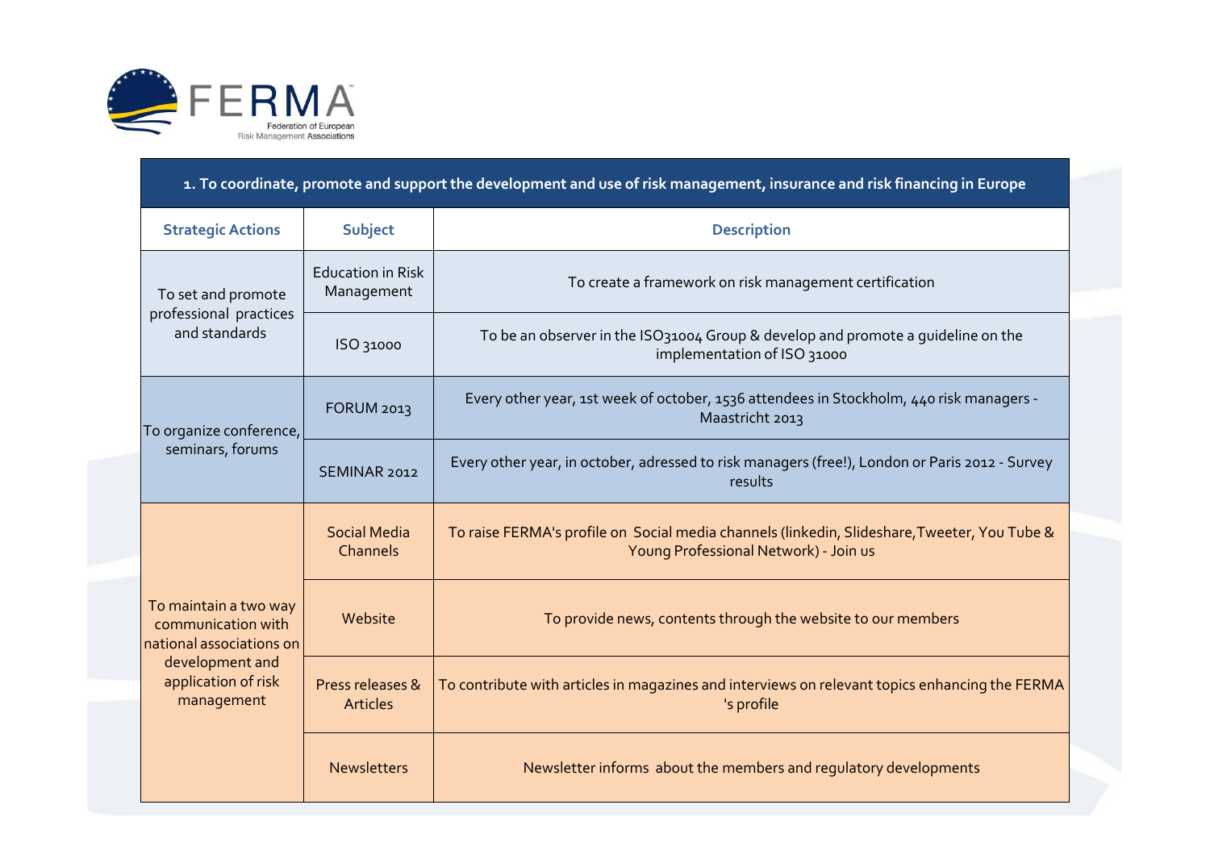FERMA

Federation of European Risk Management Associations

| 1. To coordinate, promote and support the development and use of risk management, insurance and risk financing in Europe | | |
|---|---|---|
| **Strategic Actions** | **Subject** | **Description** |
| To set and promote professional practices and standards | Education in Risk Management | To create a framework on risk management certification |
| | ISO 31000 | To be an observer in the ISO31004 Group & develop and promote a guideline on the implementation of ISO 31000 |
| To organize conference, seminars, forums | FORUM 2013 | Every other year, 1st week of october, 1536 attendees in Stockholm, 440 risk managers - Maastricht 2013 |
| | SEMINAR 2012 | Every other year, in october, adressed to risk managers (free!), London or Paris 2012 - Survey results |
| To maintain a two way communication with national associations on development and application of risk management | Social Media Channels | To raise FERMA's profile on Social media channels (linkedin, Slideshare,Tweeter, You Tube & Young Professional Network) - Join us |
| | Website | To provide news, contents through the website to our members |
| | Press releases & Articles | To contribute with articles in magazines and interviews on relevant topics enhancing the FERMA 's profile |
| | Newsletters | Newsletter informs about the members and regulatory developments |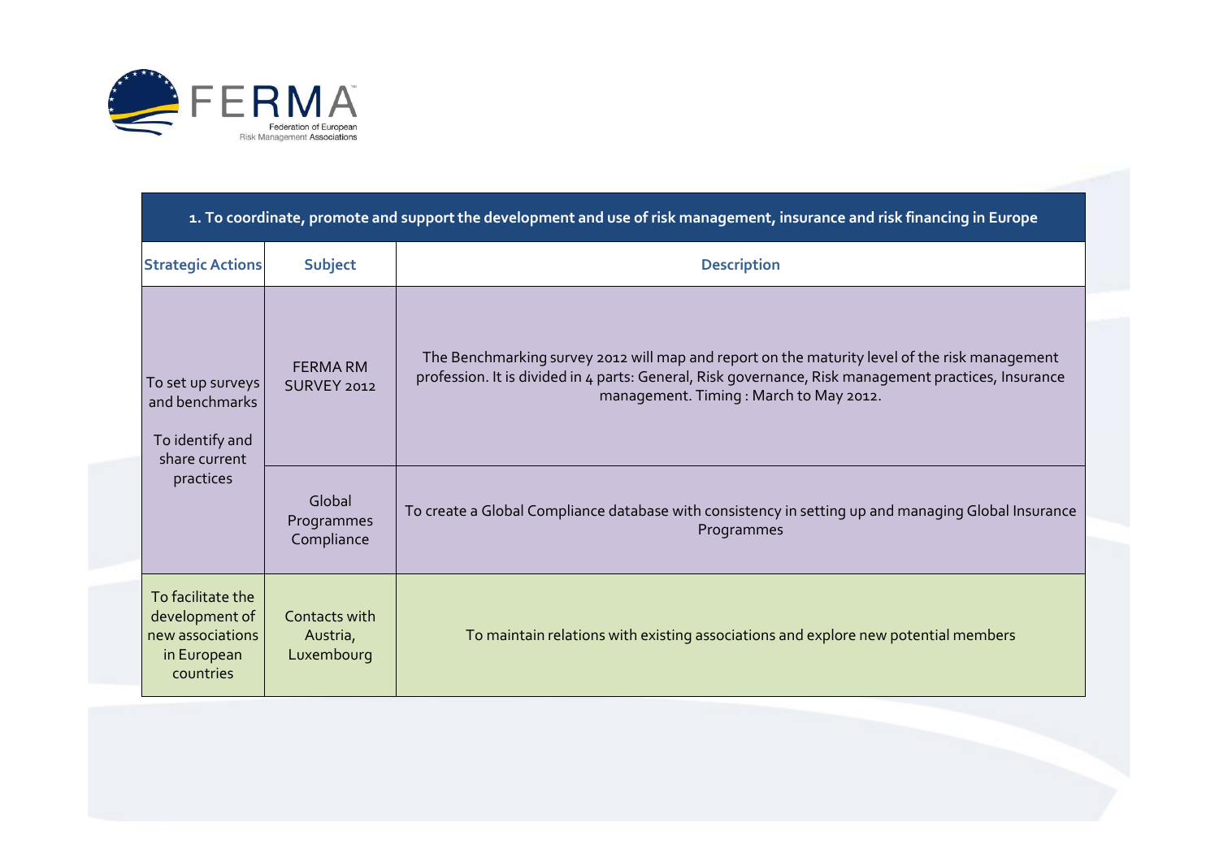| 1. To coordinate, promote and support the development and use of risk management, insurance and risk financing in Europe | | |
|---|---|---|
| **Strategic Actions** | **Subject** | **Description** |
| To set up surveys and benchmarks<br><br>To identify and share current practices | FERMA RM SURVEY 2012 | The Benchmarking survey 2012 will map and report on the maturity level of the risk management profession. It is divided in 4 parts: General, Risk governance, Risk management practices, Insurance management. Timing : March to May 2012. |
| | Global Programmes Compliance | To create a Global Compliance database with consistency in setting up and managing Global Insurance Programmes |
| To facilitate the development of new associations in European countries | Contacts with Austria, Luxembourg | To maintain relations with existing associations and explore new potential members |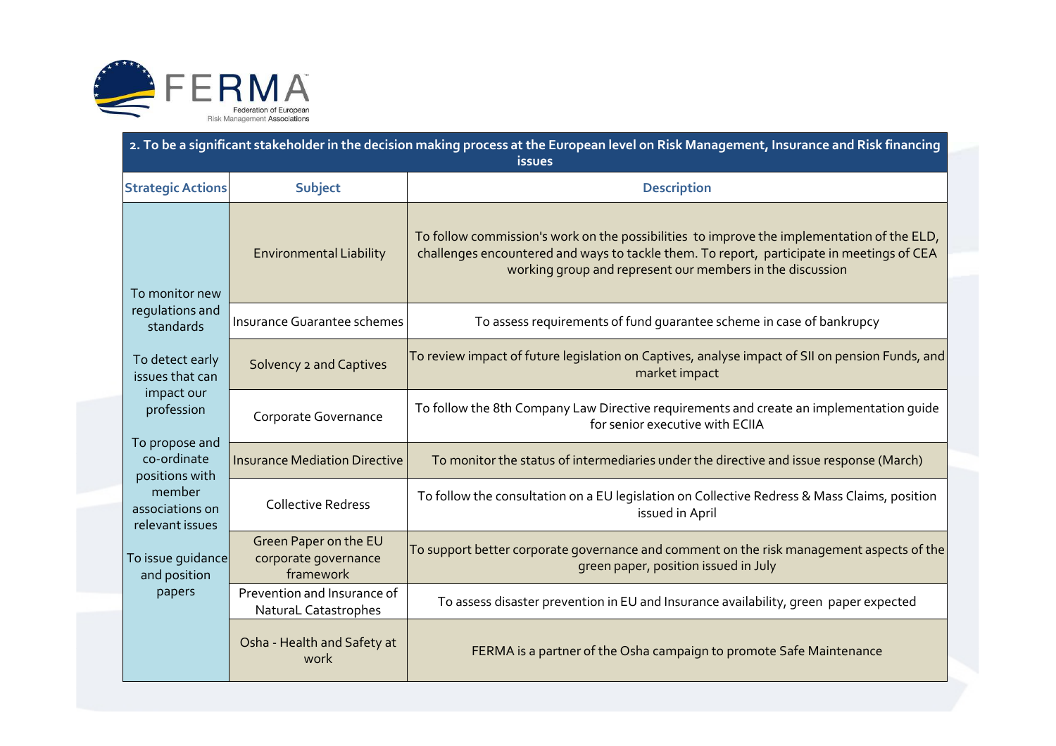FERMA

Federation of European Risk Management Associations

| 2. To be a significant stakeholder in the decision making process at the European level on Risk Management, Insurance and Risk financing issues | | |
|---|---|---|
| **Strategic Actions** | **Subject** | **Description** |
| To monitor new regulations and standards<br><br>To detect early issues that can impact our profession<br><br>To propose and co-ordinate positions with member associations on relevant issues<br><br>To issue guidance and position papers | Environmental Liability | To follow commission's work on the possibilities to improve the implementation of the ELD, challenges encountered and ways to tackle them. To report, participate in meetings of CEA working group and represent our members in the discussion |
| | Insurance Guarantee schemes | To assess requirements of fund guarantee scheme in case of bankrupcy |
| | Solvency 2 and Captives | To review impact of future legislation on Captives, analyse impact of SII on pension Funds, and market impact |
| | Corporate Governance | To follow the 8th Company Law Directive requirements and create an implementation guide for senior executive with ECIIA |
| | Insurance Mediation Directive | To monitor the status of intermediaries under the directive and issue response (March) |
| | Collective Redress | To follow the consultation on a EU legislation on Collective Redress & Mass Claims, position issued in April |
| | Green Paper on the EU corporate governance framework | To support better corporate governance and comment on the risk management aspects of the green paper, position issued in July |
| | Prevention and Insurance of NaturaL Catastrophes | To assess disaster prevention in EU and Insurance availability, green paper expected |
| | Osha - Health and Safety at work | FERMA is a partner of the Osha campaign to promote Safe Maintenance |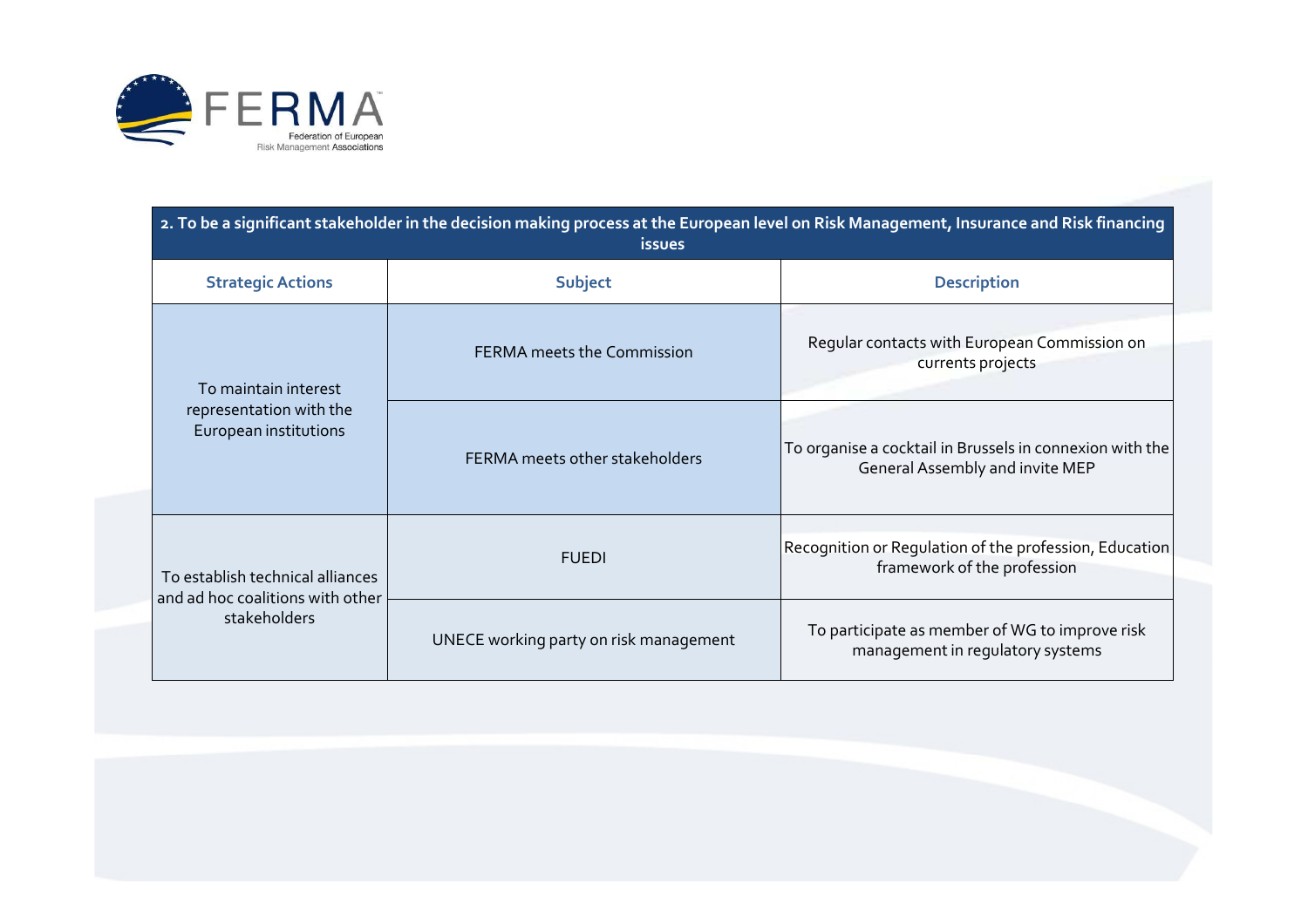| 2. To be a significant stakeholder in the decision making process at the European level on Risk Management, Insurance and Risk financing issues | | |
|---|---|---|
| **Strategic Actions** | **Subject** | **Description** |
| To maintain interest representation with the European institutions | FERMA meets the Commission | Regular contacts with European Commission on currents projects |
| | FERMA meets other stakeholders | To organise a cocktail in Brussels in connexion with the General Assembly and invite MEP |
| To establish technical alliances and ad hoc coalitions with other stakeholders | FUEDI | Recognition or Regulation of the profession, Education framework of the profession |
| | UNECE working party on risk management | To participate as member of WG to improve risk management in regulatory systems |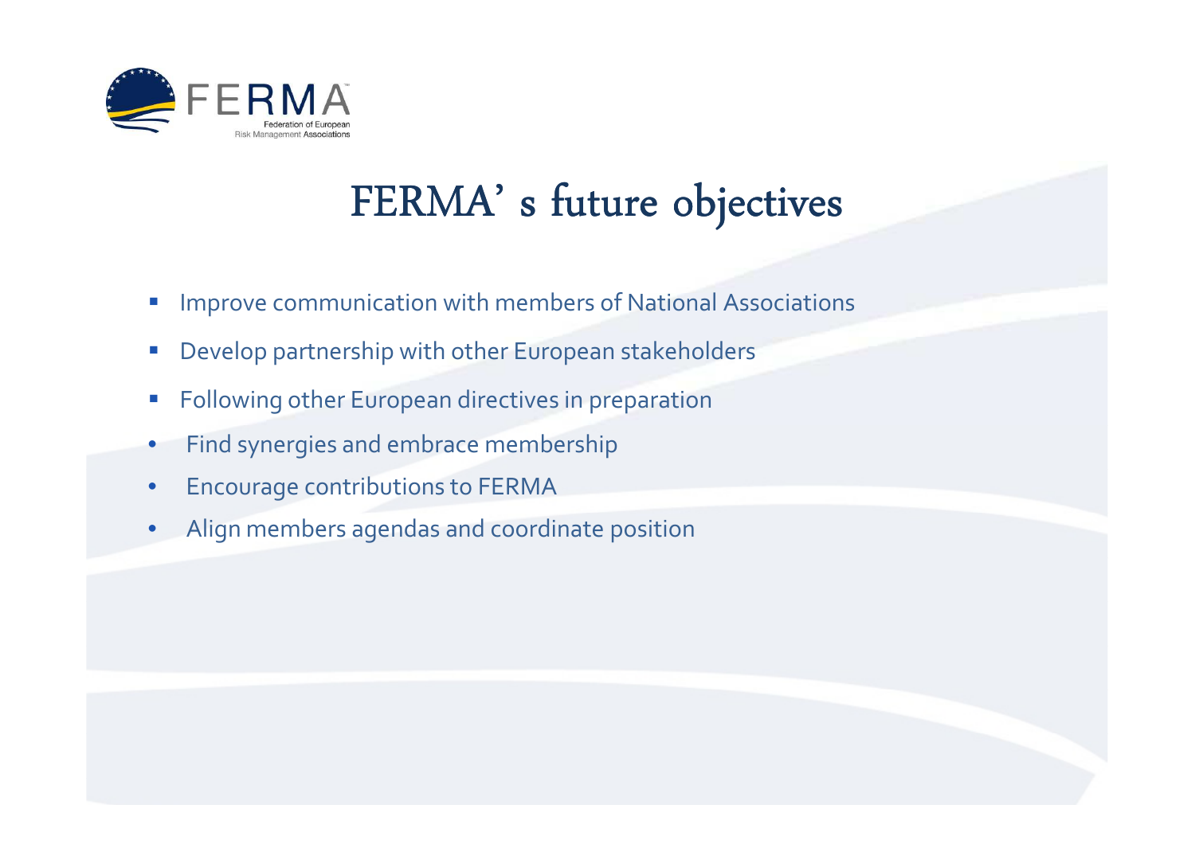# FERMA' s future objectives

- Improve communication with members of National Associations
- Develop partnership with other European stakeholders
- Following other European directives in preparation
- Find synergies and embrace membership
- Encourage contributions to FERMA
- Align members agendas and coordinate position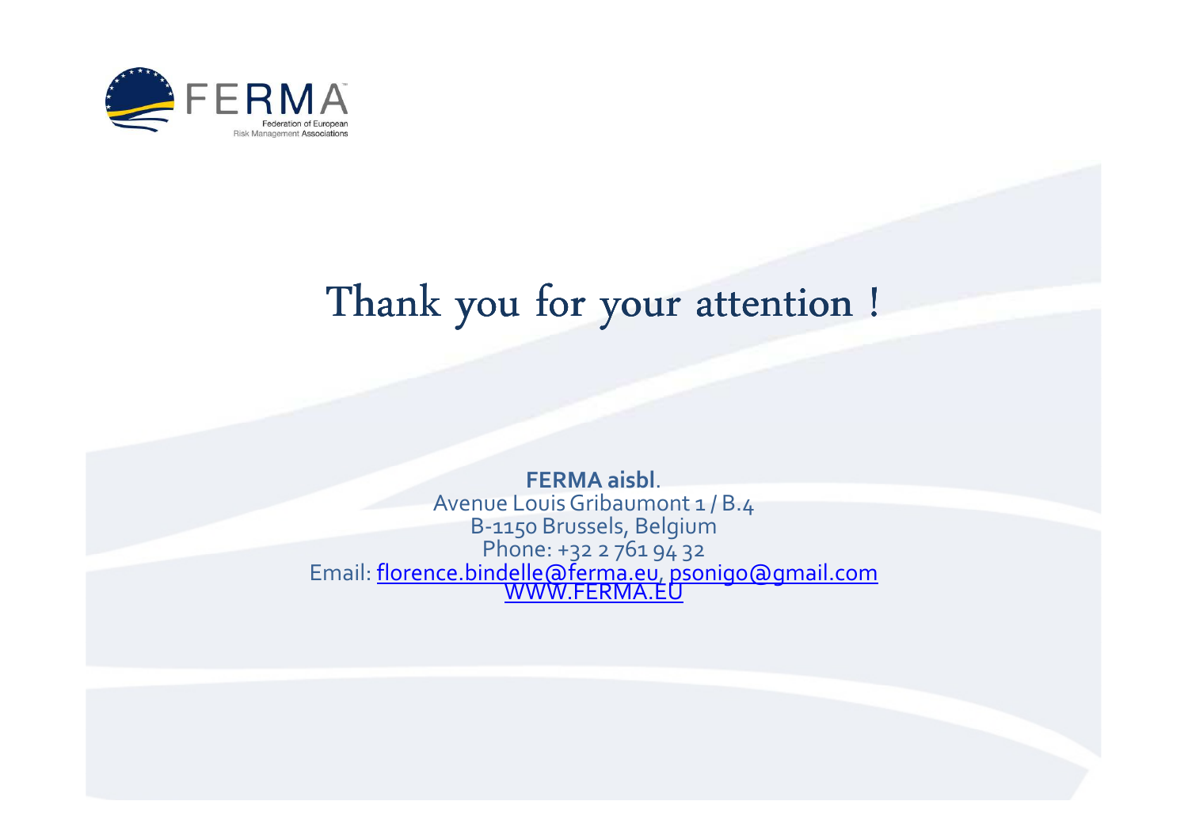# Thank you for your attention !

**FERMA aisbl**.
Avenue Louis Gribaumont 1 / B.4
B-1150 Brussels, Belgium
Phone: +32 2 761 94 32
Email: florence.bindelle@ferma.eu, psonigo@gmail.com
WWW.FERMA.EU